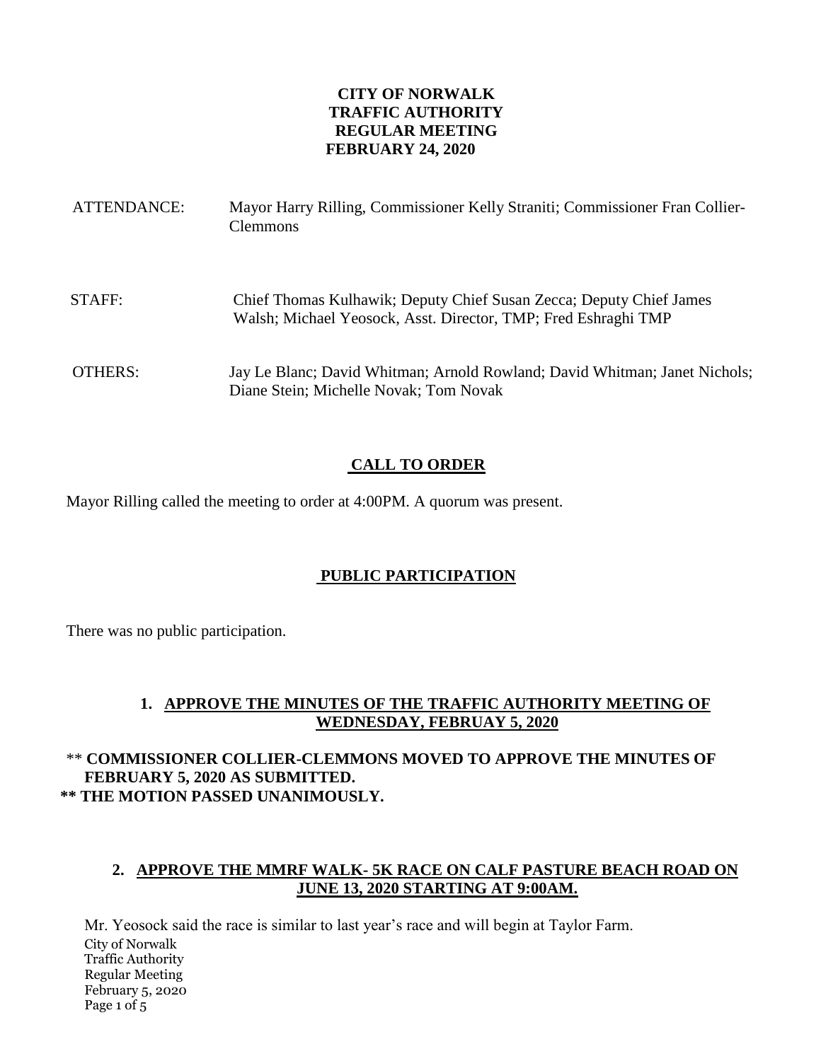# CITY OF NORWALK
# TRAFFIC AUTHORITY
# REGULAR MEETING
# FEBRUARY 24, 2020

ATTENDANCE: Mayor Harry Rilling, Commissioner Kelly Straniti; Commissioner Fran Collier-Clemmons

STAFF: Chief Thomas Kulhawik; Deputy Chief Susan Zecca; Deputy Chief James Walsh; Michael Yeosock, Asst. Director, TMP; Fred Eshraghi TMP

OTHERS: Jay Le Blanc; David Whitman; Arnold Rowland; David Whitman; Janet Nichols; Diane Stein; Michelle Novak; Tom Novak

## CALL TO ORDER

Mayor Rilling called the meeting to order at 4:00PM. A quorum was present.

## PUBLIC PARTICIPATION

There was no public participation.

### 1. APPROVE THE MINUTES OF THE TRAFFIC AUTHORITY MEETING OF WEDNESDAY, FEBRUAY 5, 2020

** **COMMISSIONER COLLIER-CLEMMONS MOVED TO APPROVE THE MINUTES OF FEBRUARY 5, 2020 AS SUBMITTED.**
**** THE MOTION PASSED UNANIMOUSLY.**

### 2. APPROVE THE MMRF WALK- 5K RACE ON CALF PASTURE BEACH ROAD ON JUNE 13, 2020 STARTING AT 9:00AM.

Mr. Yeosock said the race is similar to last year's race and will begin at Taylor Farm.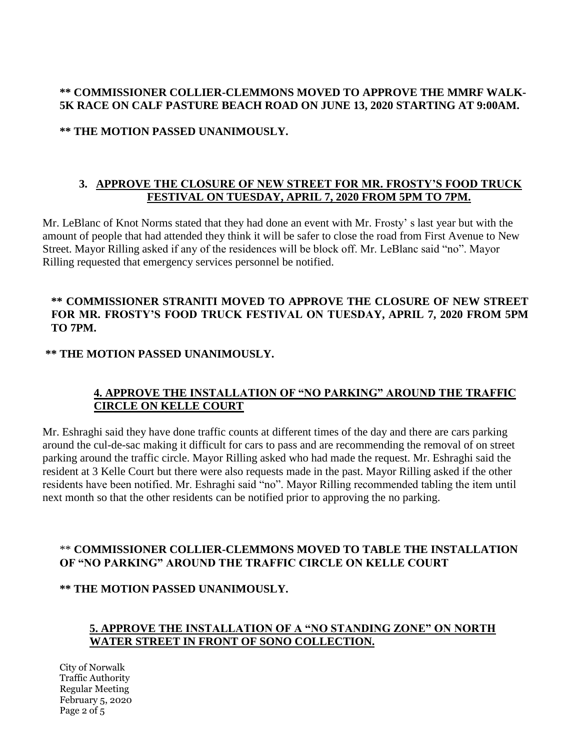**\*\* COMMISSIONER COLLIER-CLEMMONS MOVED TO APPROVE THE MMRF WALK-5K RACE ON CALF PASTURE BEACH ROAD ON JUNE 13, 2020 STARTING AT 9:00AM.**

**\*\* THE MOTION PASSED UNANIMOUSLY.**

### 3. APPROVE THE CLOSURE OF NEW STREET FOR MR. FROSTY'S FOOD TRUCK FESTIVAL ON TUESDAY, APRIL 7, 2020 FROM 5PM TO 7PM.

Mr. LeBlanc of Knot Norms stated that they had done an event with Mr. Frosty' s last year but with the amount of people that had attended they think it will be safer to close the road from First Avenue to New Street. Mayor Rilling asked if any of the residences will be block off. Mr. LeBlanc said "no". Mayor Rilling requested that emergency services personnel be notified.

**\*\* COMMISSIONER STRANITI MOVED TO APPROVE THE CLOSURE OF NEW STREET FOR MR. FROSTY'S FOOD TRUCK FESTIVAL ON TUESDAY, APRIL 7, 2020 FROM 5PM TO 7PM.**

**\*\* THE MOTION PASSED UNANIMOUSLY.**

### 4. APPROVE THE INSTALLATION OF "NO PARKING" AROUND THE TRAFFIC CIRCLE ON KELLE COURT

Mr. Eshraghi said they have done traffic counts at different times of the day and there are cars parking around the cul-de-sac making it difficult for cars to pass and are recommending the removal of on street parking around the traffic circle. Mayor Rilling asked who had made the request. Mr. Eshraghi said the resident at 3 Kelle Court but there were also requests made in the past. Mayor Rilling asked if the other residents have been notified. Mr. Eshraghi said "no". Mayor Rilling recommended tabling the item until next month so that the other residents can be notified prior to approving the no parking.

\*\* **COMMISSIONER COLLIER-CLEMMONS MOVED TO TABLE THE INSTALLATION OF "NO PARKING" AROUND THE TRAFFIC CIRCLE ON KELLE COURT**

**\*\* THE MOTION PASSED UNANIMOUSLY.**

### 5. APPROVE THE INSTALLATION OF A "NO STANDING ZONE" ON NORTH WATER STREET IN FRONT OF SONO COLLECTION.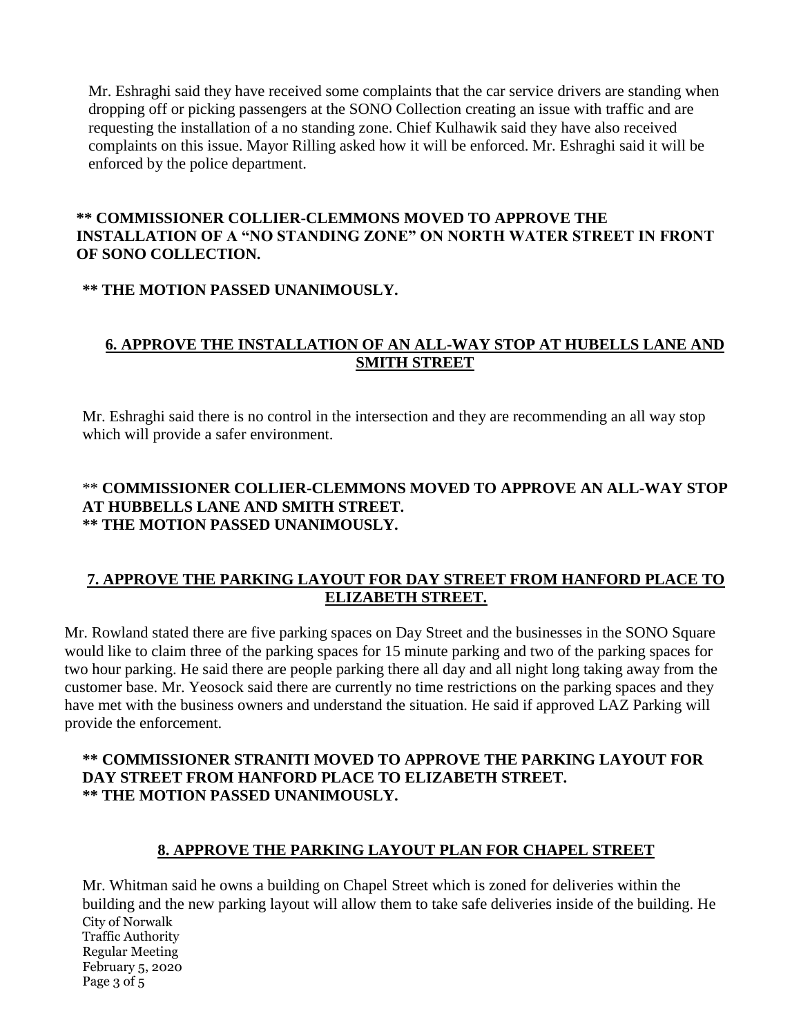Mr. Eshraghi said they have received some complaints that the car service drivers are standing when dropping off or picking passengers at the SONO Collection creating an issue with traffic and are requesting the installation of a no standing zone. Chief Kulhawik said they have also received complaints on this issue. Mayor Rilling asked how it will be enforced. Mr. Eshraghi said it will be enforced by the police department.

**** COMMISSIONER COLLIER-CLEMMONS MOVED TO APPROVE THE INSTALLATION OF A "NO STANDING ZONE" ON NORTH WATER STREET IN FRONT OF SONO COLLECTION.**

**** THE MOTION PASSED UNANIMOUSLY.**

## 6. APPROVE THE INSTALLATION OF AN ALL-WAY STOP AT HUBELLS LANE AND SMITH STREET

Mr. Eshraghi said there is no control in the intersection and they are recommending an all way stop which will provide a safer environment.

** **COMMISSIONER COLLIER-CLEMMONS MOVED TO APPROVE AN ALL-WAY STOP AT HUBBELLS LANE AND SMITH STREET.**
**** THE MOTION PASSED UNANIMOUSLY.**

## 7. APPROVE THE PARKING LAYOUT FOR DAY STREET FROM HANFORD PLACE TO ELIZABETH STREET.

Mr. Rowland stated there are five parking spaces on Day Street and the businesses in the SONO Square would like to claim three of the parking spaces for 15 minute parking and two of the parking spaces for two hour parking. He said there are people parking there all day and all night long taking away from the customer base. Mr. Yeosock said there are currently no time restrictions on the parking spaces and they have met with the business owners and understand the situation. He said if approved LAZ Parking will provide the enforcement.

**** COMMISSIONER STRANITI MOVED TO APPROVE THE PARKING LAYOUT FOR DAY STREET FROM HANFORD PLACE TO ELIZABETH STREET.**
**** THE MOTION PASSED UNANIMOUSLY.**

## 8. APPROVE THE PARKING LAYOUT PLAN FOR CHAPEL STREET

Mr. Whitman said he owns a building on Chapel Street which is zoned for deliveries within the building and the new parking layout will allow them to take safe deliveries inside of the building. He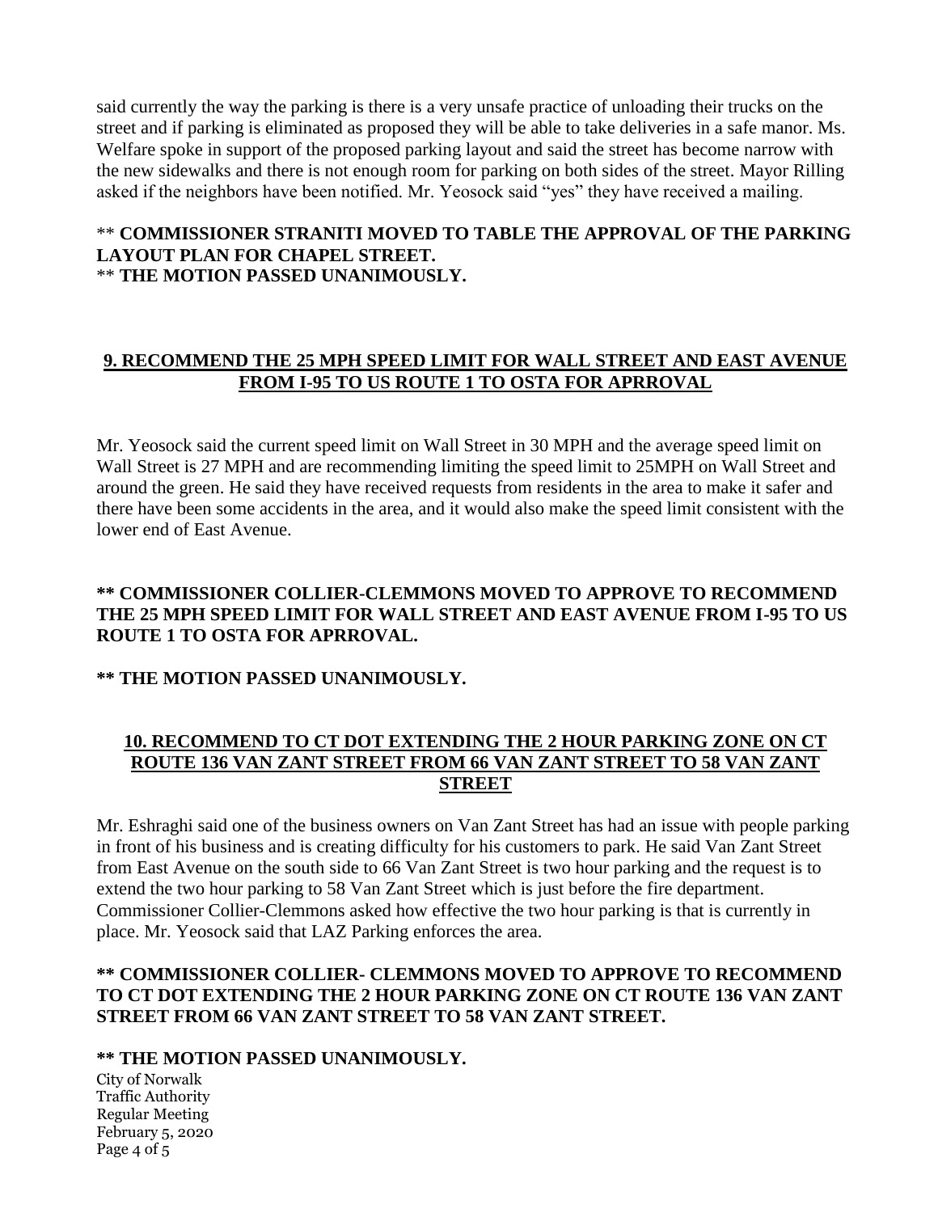said currently the way the parking is there is a very unsafe practice of unloading their trucks on the street and if parking is eliminated as proposed they will be able to take deliveries in a safe manor. Ms. Welfare spoke in support of the proposed parking layout and said the street has become narrow with the new sidewalks and there is not enough room for parking on both sides of the street. Mayor Rilling asked if the neighbors have been notified. Mr. Yeosock said "yes" they have received a mailing.

** **COMMISSIONER STRANITI MOVED TO TABLE THE APPROVAL OF THE PARKING LAYOUT PLAN FOR CHAPEL STREET.**
** **THE MOTION PASSED UNANIMOUSLY.**

## 9. RECOMMEND THE 25 MPH SPEED LIMIT FOR WALL STREET AND EAST AVENUE FROM I-95 TO US ROUTE 1 TO OSTA FOR APRROVAL

Mr. Yeosock said the current speed limit on Wall Street in 30 MPH and the average speed limit on Wall Street is 27 MPH and are recommending limiting the speed limit to 25MPH on Wall Street and around the green. He said they have received requests from residents in the area to make it safer and there have been some accidents in the area, and it would also make the speed limit consistent with the lower end of East Avenue.

**** COMMISSIONER COLLIER-CLEMMONS MOVED TO APPROVE TO RECOMMEND THE 25 MPH SPEED LIMIT FOR WALL STREET AND EAST AVENUE FROM I-95 TO US ROUTE 1 TO OSTA FOR APRROVAL.**

**** THE MOTION PASSED UNANIMOUSLY.**

## 10. RECOMMEND TO CT DOT EXTENDING THE 2 HOUR PARKING ZONE ON CT ROUTE 136 VAN ZANT STREET FROM 66 VAN ZANT STREET TO 58 VAN ZANT STREET

Mr. Eshraghi said one of the business owners on Van Zant Street has had an issue with people parking in front of his business and is creating difficulty for his customers to park. He said Van Zant Street from East Avenue on the south side to 66 Van Zant Street is two hour parking and the request is to extend the two hour parking to 58 Van Zant Street which is just before the fire department. Commissioner Collier-Clemmons asked how effective the two hour parking is that is currently in place. Mr. Yeosock said that LAZ Parking enforces the area.

**** COMMISSIONER COLLIER- CLEMMONS MOVED TO APPROVE TO RECOMMEND TO CT DOT EXTENDING THE 2 HOUR PARKING ZONE ON CT ROUTE 136 VAN ZANT STREET FROM 66 VAN ZANT STREET TO 58 VAN ZANT STREET.**

**** THE MOTION PASSED UNANIMOUSLY.**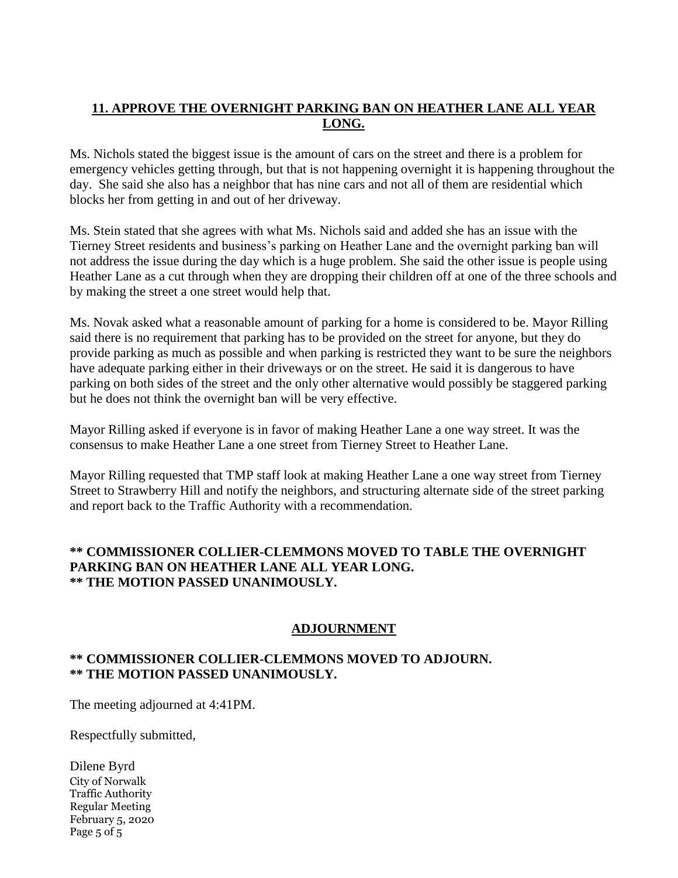## 11. APPROVE THE OVERNIGHT PARKING BAN ON HEATHER LANE ALL YEAR LONG.

Ms. Nichols stated the biggest issue is the amount of cars on the street and there is a problem for emergency vehicles getting through, but that is not happening overnight it is happening throughout the day. She said she also has a neighbor that has nine cars and not all of them are residential which blocks her from getting in and out of her driveway.

Ms. Stein stated that she agrees with what Ms. Nichols said and added she has an issue with the Tierney Street residents and business's parking on Heather Lane and the overnight parking ban will not address the issue during the day which is a huge problem. She said the other issue is people using Heather Lane as a cut through when they are dropping their children off at one of the three schools and by making the street a one street would help that.

Ms. Novak asked what a reasonable amount of parking for a home is considered to be. Mayor Rilling said there is no requirement that parking has to be provided on the street for anyone, but they do provide parking as much as possible and when parking is restricted they want to be sure the neighbors have adequate parking either in their driveways or on the street. He said it is dangerous to have parking on both sides of the street and the only other alternative would possibly be staggered parking but he does not think the overnight ban will be very effective.

Mayor Rilling asked if everyone is in favor of making Heather Lane a one way street. It was the consensus to make Heather Lane a one street from Tierney Street to Heather Lane.

Mayor Rilling requested that TMP staff look at making Heather Lane a one way street from Tierney Street to Strawberry Hill and notify the neighbors, and structuring alternate side of the street parking and report back to the Traffic Authority with a recommendation.

**\*\* COMMISSIONER COLLIER-CLEMMONS MOVED TO TABLE THE OVERNIGHT PARKING BAN ON HEATHER LANE ALL YEAR LONG.**
**\*\* THE MOTION PASSED UNANIMOUSLY.**

## ADJOURNMENT

**\*\* COMMISSIONER COLLIER-CLEMMONS MOVED TO ADJOURN.**
**\*\* THE MOTION PASSED UNANIMOUSLY.**

The meeting adjourned at 4:41PM.

Respectfully submitted,

Dilene Byrd